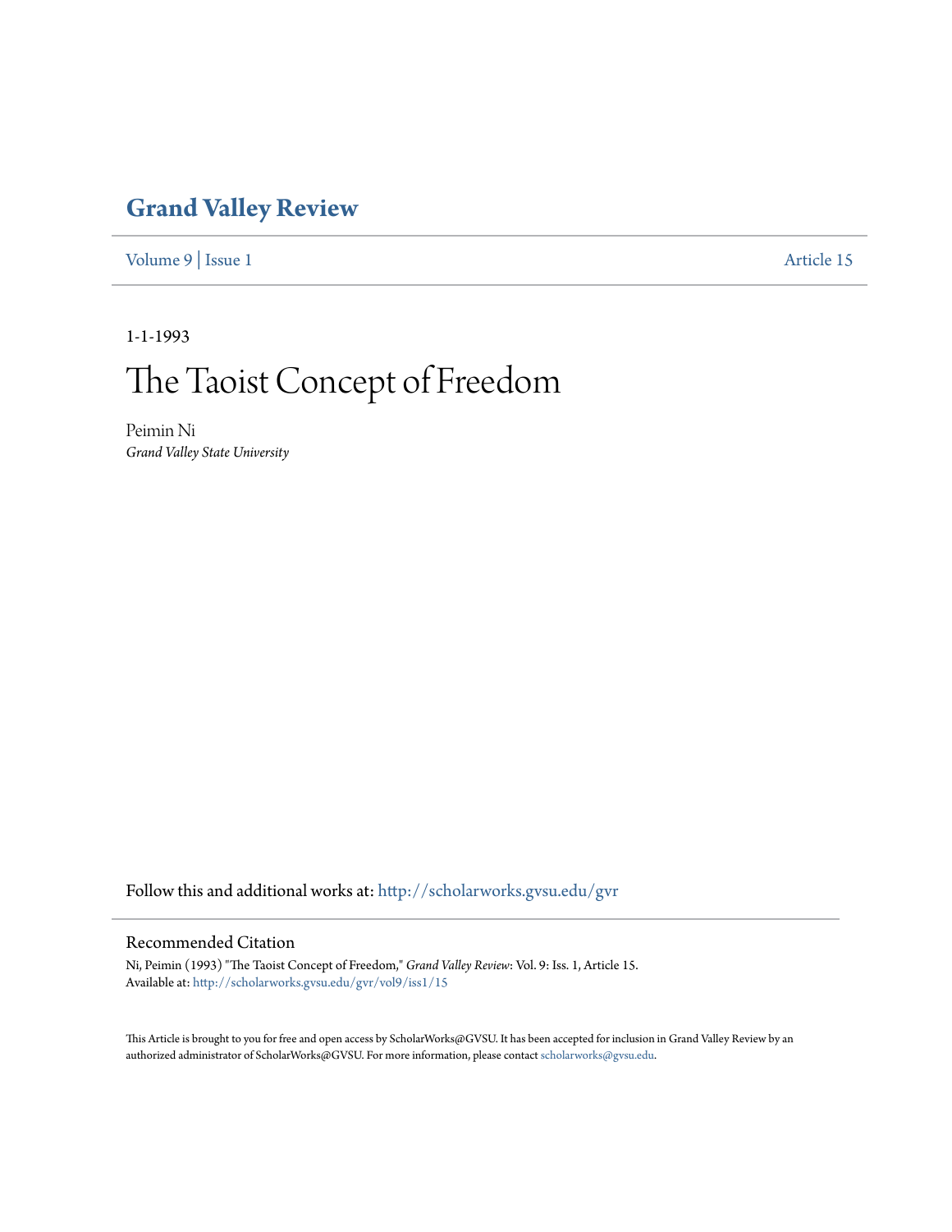# Grand Valley Review

Volume 9 | Issue 1 Article 15

1-1-1993

# The Taoist Concept of Freedom

Peimin Ni
*Grand Valley State University*

Follow this and additional works at: http://scholarworks.gvsu.edu/gvr

## Recommended Citation

Ni, Peimin (1993) "The Taoist Concept of Freedom," *Grand Valley Review*: Vol. 9: Iss. 1, Article 15.
Available at: http://scholarworks.gvsu.edu/gvr/vol9/iss1/15

This Article is brought to you for free and open access by ScholarWorks@GVSU. It has been accepted for inclusion in Grand Valley Review by an authorized administrator of ScholarWorks@GVSU. For more information, please contact scholarworks@gvsu.edu.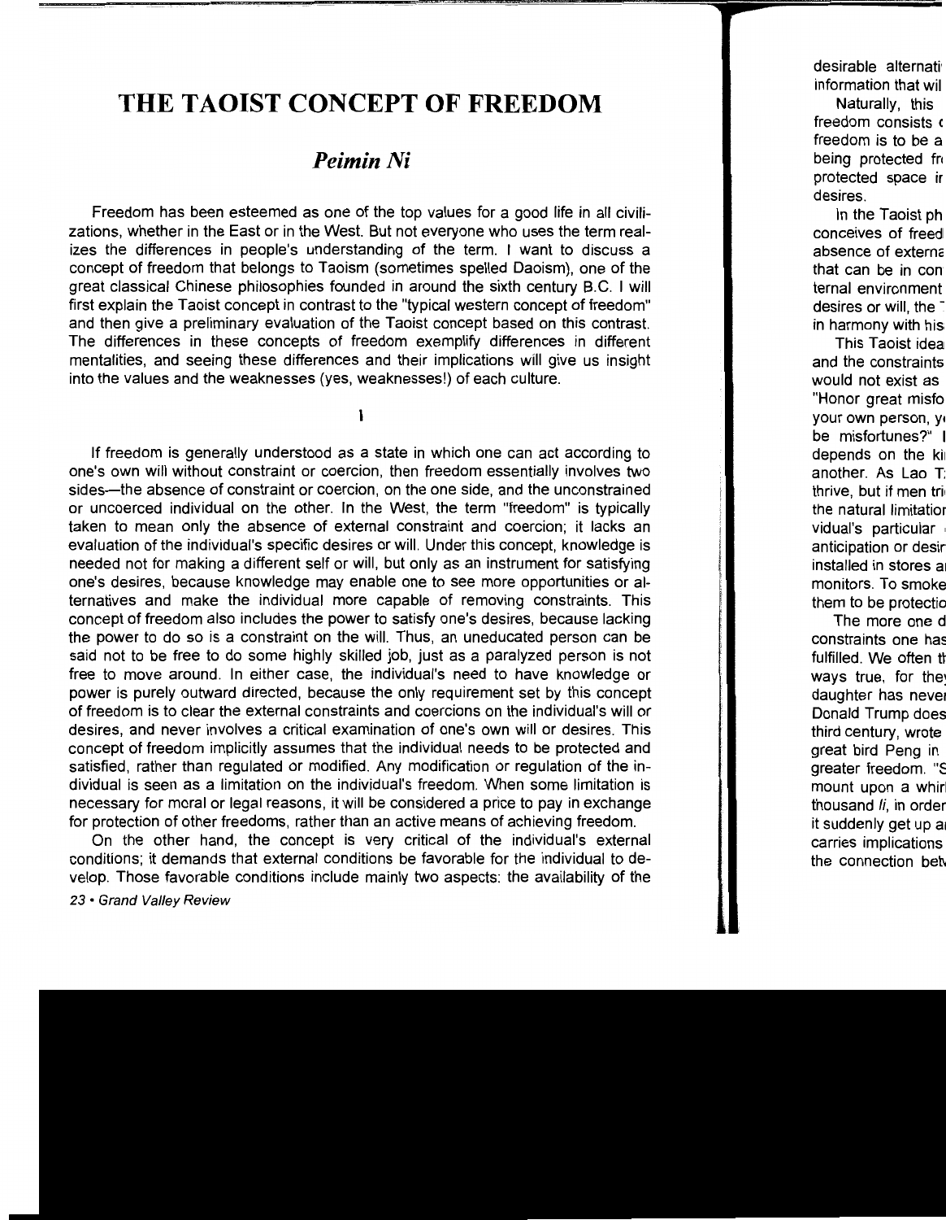# THE TAOIST CONCEPT OF FREEDOM

## *Peimin Ni*

Freedom has been esteemed as one of the top values for a good life in all civilizations, whether in the East or in the West. But not everyone who uses the term realizes the differences in people's understanding of the term. I want to discuss a concept of freedom that belongs to Taoism (sometimes spelled Daoism), one of the great classical Chinese philosophies founded in around the sixth century B.C. I will first explain the Taoist concept in contrast to the "typical western concept of freedom" and then give a preliminary evaluation of the Taoist concept based on this contrast. The differences in these concepts of freedom exemplify differences in different mentalities, and seeing these differences and their implications will give us insight into the values and the weaknesses (yes, weaknesses!) of each culture.

### I

If freedom is generally understood as a state in which one can act according to one's own will without constraint or coercion, then freedom essentially involves two sides—the absence of constraint or coercion, on the one side, and the unconstrained or uncoerced individual on the other. In the West, the term "freedom" is typically taken to mean only the absence of external constraint and coercion; it lacks an evaluation of the individual's specific desires or will. Under this concept, knowledge is needed not for making a different self or will, but only as an instrument for satisfying one's desires, because knowledge may enable one to see more opportunities or alternatives and make the individual more capable of removing constraints. This concept of freedom also includes the power to satisfy one's desires, because lacking the power to do so is a constraint on the will. Thus, an uneducated person can be said not to be free to do some highly skilled job, just as a paralyzed person is not free to move around. In either case, the individual's need to have knowledge or power is purely outward directed, because the only requirement set by this concept of freedom is to clear the external constraints and coercions on the individual's will or desires, and never involves a critical examination of one's own will or desires. This concept of freedom implicitly assumes that the individual needs to be protected and satisfied, rather than regulated or modified. Any modification or regulation of the individual is seen as a limitation on the individual's freedom. When some limitation is necessary for moral or legal reasons, it will be considered a price to pay in exchange for protection of other freedoms, rather than an active means of achieving freedom.

On the other hand, the concept is very critical of the individual's external conditions; it demands that external conditions be favorable for the individual to develop. Those favorable conditions include mainly two aspects: the availability of the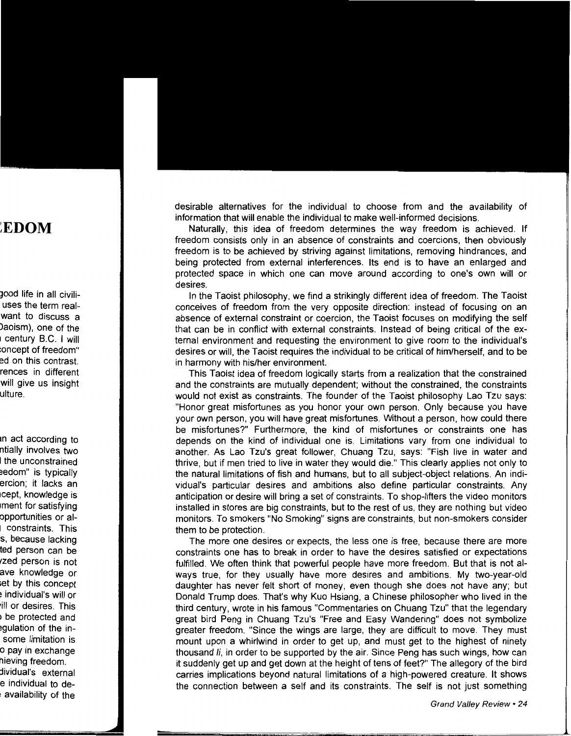desirable alternatives for the individual to choose from and the availability of information that will enable the individual to make well-informed decisions.

Naturally, this idea of freedom determines the way freedom is achieved. If freedom consists only in an absence of constraints and coercions, then obviously freedom is to be achieved by striving against limitations, removing hindrances, and being protected from external interferences. Its end is to have an enlarged and protected space in which one can move around according to one's own will or desires.

In the Taoist philosophy, we find a strikingly different idea of freedom. The Taoist conceives of freedom from the very opposite direction: instead of focusing on an absence of external constraint or coercion, the Taoist focuses on modifying the self that can be in conflict with external constraints. Instead of being critical of the external environment and requesting the environment to give room to the individual's desires or will, the Taoist requires the individual to be critical of him/herself, and to be in harmony with his/her environment.

This Taoist idea of freedom logically starts from a realization that the constrained and the constraints are mutually dependent; without the constrained, the constraints would not exist as constraints. The founder of the Taoist philosophy Lao Tzu says: "Honor great misfortunes as you honor your own person. Only because you have your own person, you will have great misfortunes. Without a person, how could there be misfortunes?" Furthermore, the kind of misfortunes or constraints one has depends on the kind of individual one is. Limitations vary from one individual to another. As Lao Tzu's great follower, Chuang Tzu, says: "Fish live in water and thrive, but if men tried to live in water they would die." This clearly applies not only to the natural limitations of fish and humans, but to all subject-object relations. An individual's particular desires and ambitions also define particular constraints. Any anticipation or desire will bring a set of constraints. To shop-lifters the video monitors installed in stores are big constraints, but to the rest of us, they are nothing but video monitors. To smokers "No Smoking" signs are constraints, but non-smokers consider them to be protection.

The more one desires or expects, the less one is free, because there are more constraints one has to break in order to have the desires satisfied or expectations fulfilled. We often think that powerful people have more freedom. But that is not always true, for they usually have more desires and ambitions. My two-year-old daughter has never felt short of money, even though she does not have any; but Donald Trump does. That's why Kuo Hsiang, a Chinese philosopher who lived in the third century, wrote in his famous "Commentaries on Chuang Tzu" that the legendary great bird Peng in Chuang Tzu's "Free and Easy Wandering" does not symbolize greater freedom. "Since the wings are large, they are difficult to move. They must mount upon a whirlwind in order to get up, and must get to the highest of ninety thousand *li*, in order to be supported by the air. Since Peng has such wings, how can it suddenly get up and get down at the height of tens of feet?" The allegory of the bird carries implications beyond natural limitations of a high-powered creature. It shows the connection between a self and its constraints. The self is not just something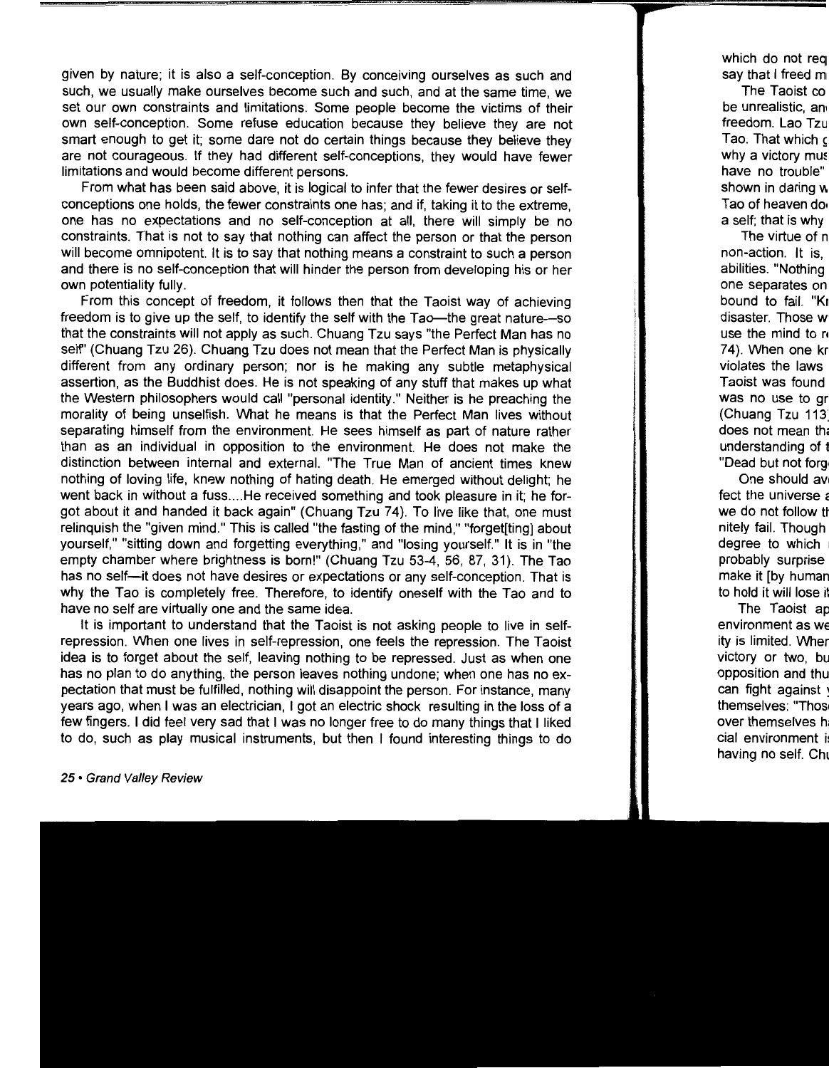given by nature; it is also a self-conception. By conceiving ourselves as such and such, we usually make ourselves become such and such, and at the same time, we set our own constraints and limitations. Some people become the victims of their own self-conception. Some refuse education because they believe they are not smart enough to get it; some dare not do certain things because they believe they are not courageous. If they had different self-conceptions, they would have fewer limitations and would become different persons.

From what has been said above, it is logical to infer that the fewer desires or self-conceptions one holds, the fewer constraints one has; and if, taking it to the extreme, one has no expectations and no self-conception at all, there will simply be no constraints. That is not to say that nothing can affect the person or that the person will become omnipotent. It is to say that nothing means a constraint to such a person and there is no self-conception that will hinder the person from developing his or her own potentiality fully.

From this concept of freedom, it follows then that the Taoist way of achieving freedom is to give up the self, to identify the self with the Tao—the great nature—so that the constraints will not apply as such. Chuang Tzu says "the Perfect Man has no self" (Chuang Tzu 26). Chuang Tzu does not mean that the Perfect Man is physically different from any ordinary person; nor is he making any subtle metaphysical assertion, as the Buddhist does. He is not speaking of any stuff that makes up what the Western philosophers would call "personal identity." Neither is he preaching the morality of being unselfish. What he means is that the Perfect Man lives without separating himself from the environment. He sees himself as part of nature rather than as an individual in opposition to the environment. He does not make the distinction between internal and external. "The True Man of ancient times knew nothing of loving life, knew nothing of hating death. He emerged without delight; he went back in without a fuss....He received something and took pleasure in it; he forgot about it and handed it back again" (Chuang Tzu 74). To live like that, one must relinquish the "given mind." This is called "the fasting of the mind," "forget[ting] about yourself," "sitting down and forgetting everything," and "losing yourself." It is in "the empty chamber where brightness is born!" (Chuang Tzu 53-4, 56, 87, 31). The Tao has no self—it does not have desires or expectations or any self-conception. That is why the Tao is completely free. Therefore, to identify oneself with the Tao and to have no self are virtually one and the same idea.

It is important to understand that the Taoist is not asking people to live in self-repression. When one lives in self-repression, one feels the repression. The Taoist idea is to forget about the self, leaving nothing to be repressed. Just as when one has no plan to do anything, the person leaves nothing undone; when one has no expectation that must be fulfilled, nothing will disappoint the person. For instance, many years ago, when I was an electrician, I got an electric shock resulting in the loss of a few fingers. I did feel very sad that I was no longer free to do many things that I liked to do, such as play musical instruments, but then I found interesting things to do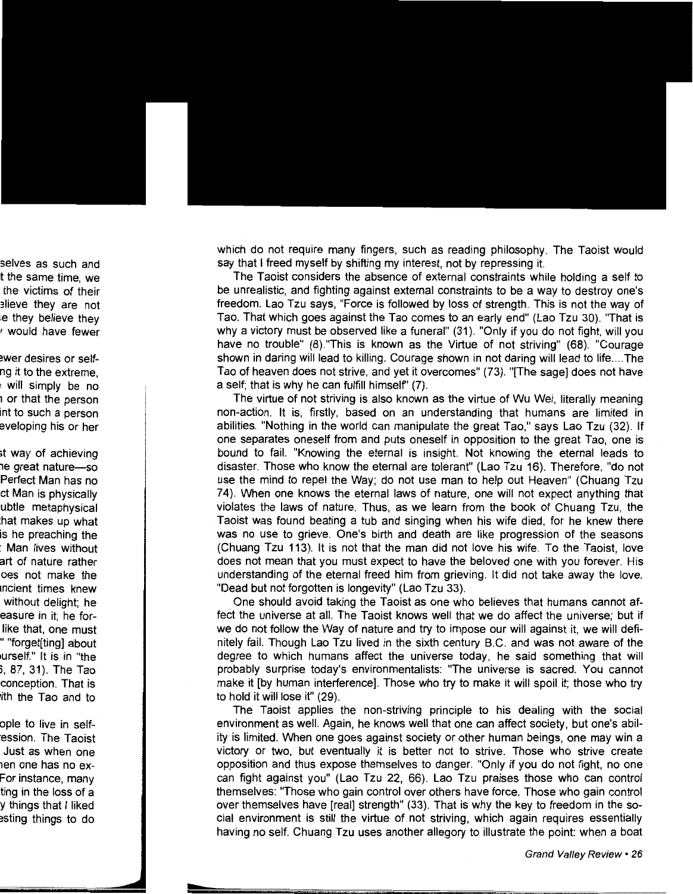which do not require many fingers, such as reading philosophy. The Taoist would say that I freed myself by shifting my interest, not by repressing it.

The Taoist considers the absence of external constraints while holding a self to be unrealistic, and fighting against external constraints to be a way to destroy one's freedom. Lao Tzu says, "Force is followed by loss of strength. This is not the way of Tao. That which goes against the Tao comes to an early end" (Lao Tzu 30). "That is why a victory must be observed like a funeral" (31). "Only if you do not fight, will you have no trouble" (8)."This is known as the Virtue of not striving" (68). "Courage shown in daring will lead to killing. Courage shown in not daring will lead to life....The Tao of heaven does not strive, and yet it overcomes" (73). "[The sage] does not have a self; that is why he can fulfill himself" (7).

The virtue of not striving is also known as the virtue of Wu Wei, literally meaning non-action. It is, firstly, based on an understanding that humans are limited in abilities. "Nothing in the world can manipulate the great Tao," says Lao Tzu (32). If one separates oneself from and puts oneself in opposition to the great Tao, one is bound to fail. "Knowing the eternal is insight. Not knowing the eternal leads to disaster. Those who know the eternal are tolerant" (Lao Tzu 16). Therefore, "do not use the mind to repel the Way; do not use man to help out Heaven" (Chuang Tzu 74). When one knows the eternal laws of nature, one will not expect anything that violates the laws of nature. Thus, as we learn from the book of Chuang Tzu, the Taoist was found beating a tub and singing when his wife died, for he knew there was no use to grieve. One's birth and death are like progression of the seasons (Chuang Tzu 113). It is not that the man did not love his wife. To the Taoist, love does not mean that you must expect to have the beloved one with you forever. His understanding of the eternal freed him from grieving. It did not take away the love. "Dead but not forgotten is longevity" (Lao Tzu 33).

One should avoid taking the Taoist as one who believes that humans cannot affect the universe at all. The Taoist knows well that we do affect the universe; but if we do not follow the Way of nature and try to impose our will against it, we will definitely fail. Though Lao Tzu lived in the sixth century B.C. and was not aware of the degree to which humans affect the universe today, he said something that will probably surprise today's environmentalists: "The universe is sacred. You cannot make it [by human interference]. Those who try to make it will spoil it; those who try to hold it will lose it" (29).

The Taoist applies the non-striving principle to his dealing with the social environment as well. Again, he knows well that one can affect society, but one's ability is limited. When one goes against society or other human beings, one may win a victory or two, but eventually it is better not to strive. Those who strive create opposition and thus expose themselves to danger. "Only if you do not fight, no one can fight against you" (Lao Tzu 22, 66). Lao Tzu praises those who can control themselves: "Those who gain control over others have force. Those who gain control over themselves have [real] strength" (33). That is why the key to freedom in the social environment is still the virtue of not striving, which again requires essentially having no self. Chuang Tzu uses another allegory to illustrate the point: when a boat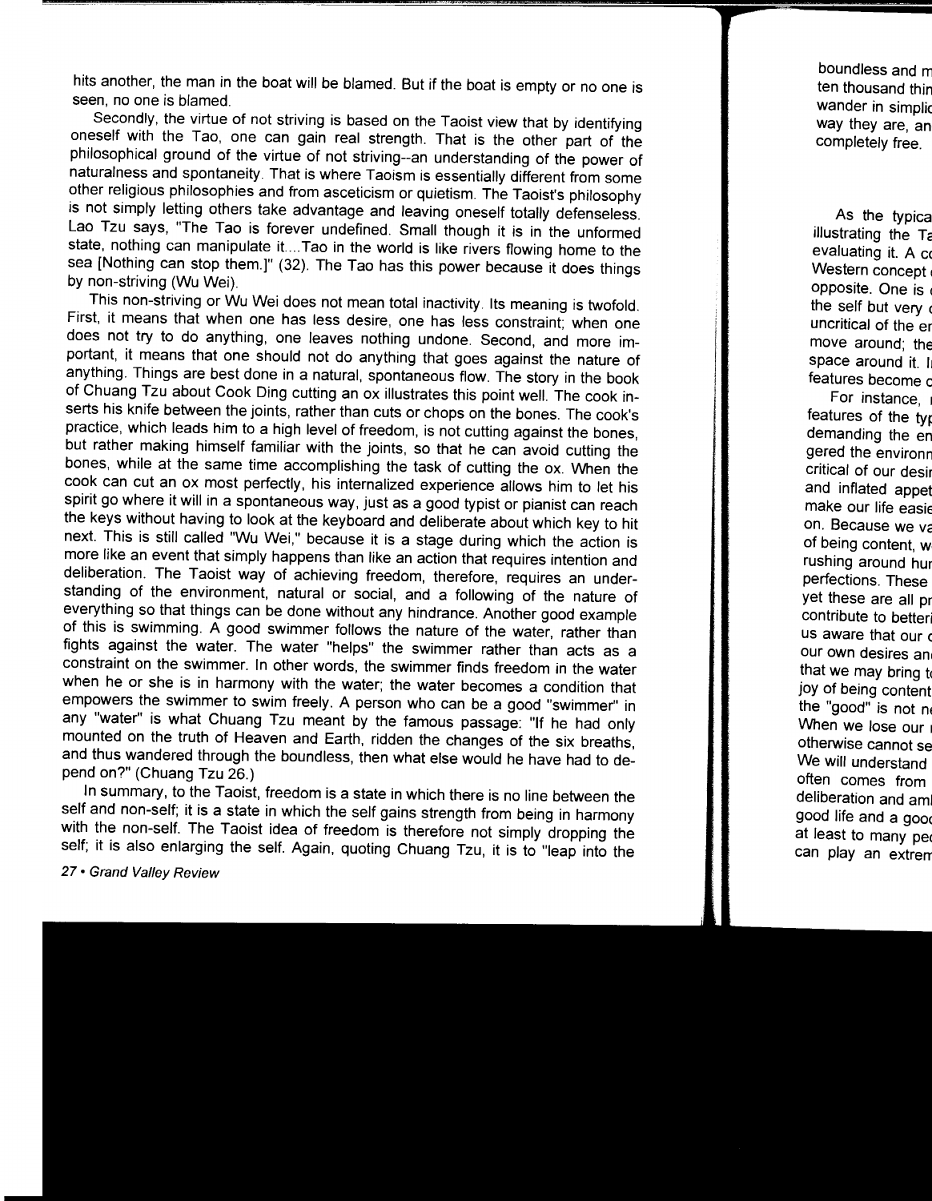hits another, the man in the boat will be blamed. But if the boat is empty or no one is seen, no one is blamed.

Secondly, the virtue of not striving is based on the Taoist view that by identifying oneself with the Tao, one can gain real strength. That is the other part of the philosophical ground of the virtue of not striving--an understanding of the power of naturalness and spontaneity. That is where Taoism is essentially different from some other religious philosophies and from asceticism or quietism. The Taoist's philosophy is not simply letting others take advantage and leaving oneself totally defenseless. Lao Tzu says, "The Tao is forever undefined. Small though it is in the unformed state, nothing can manipulate it....Tao in the world is like rivers flowing home to the sea [Nothing can stop them.]" (32). The Tao has this power because it does things by non-striving (Wu Wei).

This non-striving or Wu Wei does not mean total inactivity. Its meaning is twofold. First, it means that when one has less desire, one has less constraint; when one does not try to do anything, one leaves nothing undone. Second, and more important, it means that one should not do anything that goes against the nature of anything. Things are best done in a natural, spontaneous flow. The story in the book of Chuang Tzu about Cook Ding cutting an ox illustrates this point well. The cook inserts his knife between the joints, rather than cuts or chops on the bones. The cook's practice, which leads him to a high level of freedom, is not cutting against the bones, but rather making himself familiar with the joints, so that he can avoid cutting the bones, while at the same time accomplishing the task of cutting the ox. When the cook can cut an ox most perfectly, his internalized experience allows him to let his spirit go where it will in a spontaneous way, just as a good typist or pianist can reach the keys without having to look at the keyboard and deliberate about which key to hit next. This is still called "Wu Wei," because it is a stage during which the action is more like an event that simply happens than like an action that requires intention and deliberation. The Taoist way of achieving freedom, therefore, requires an understanding of the environment, natural or social, and a following of the nature of everything so that things can be done without any hindrance. Another good example of this is swimming. A good swimmer follows the nature of the water, rather than fights against the water. The water "helps" the swimmer rather than acts as a constraint on the swimmer. In other words, the swimmer finds freedom in the water when he or she is in harmony with the water; the water becomes a condition that empowers the swimmer to swim freely. A person who can be a good "swimmer" in any "water" is what Chuang Tzu meant by the famous passage: "If he had only mounted on the truth of Heaven and Earth, ridden the changes of the six breaths, and thus wandered through the boundless, then what else would he have had to depend on?" (Chuang Tzu 26.)

In summary, to the Taoist, freedom is a state in which there is no line between the self and non-self; it is a state in which the self gains strength from being in harmony with the non-self. The Taoist idea of freedom is therefore not simply dropping the self; it is also enlarging the self. Again, quoting Chuang Tzu, it is to "leap into the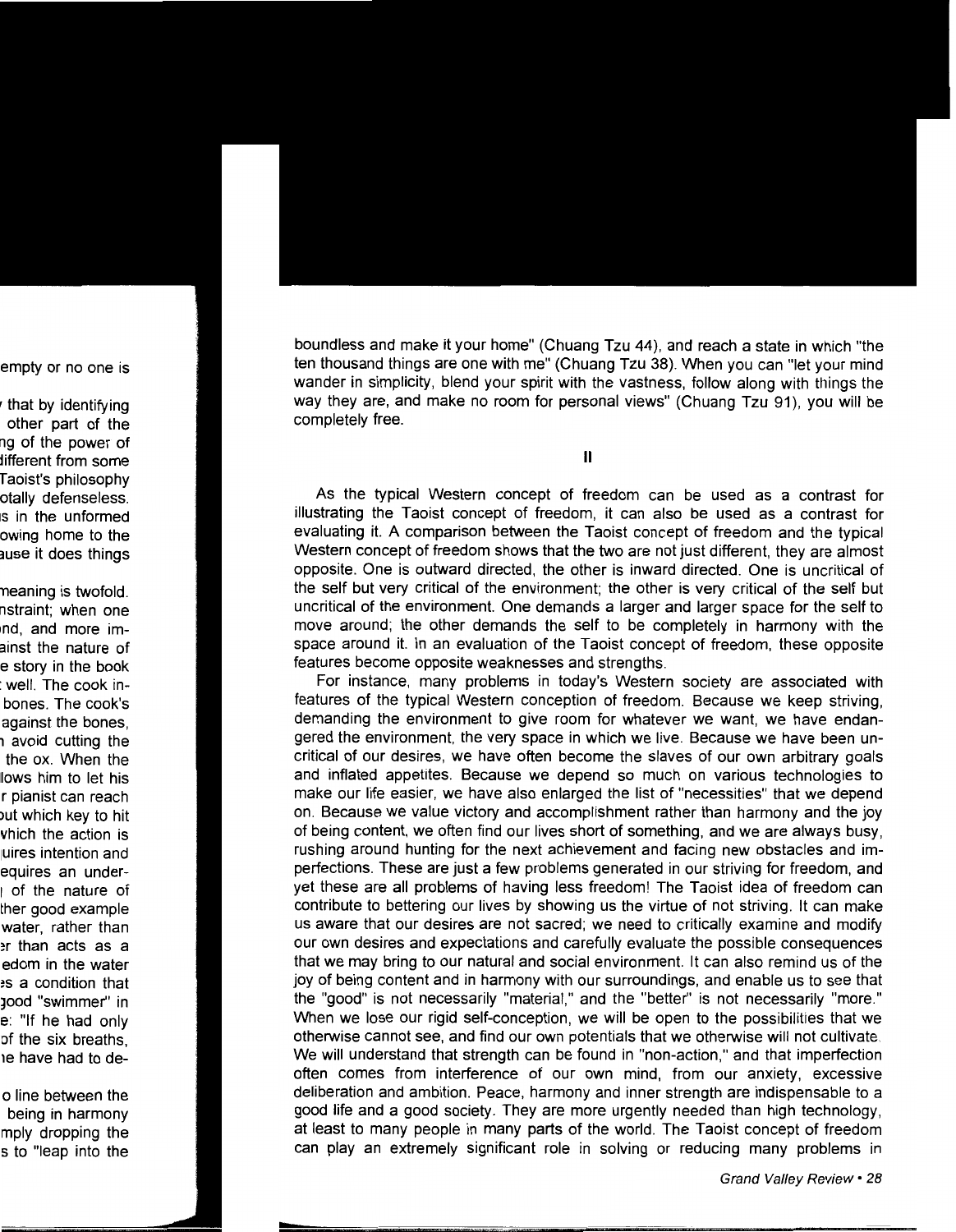boundless and make it your home" (Chuang Tzu 44), and reach a state in which "the ten thousand things are one with me" (Chuang Tzu 38). When you can "let your mind wander in simplicity, blend your spirit with the vastness, follow along with things the way they are, and make no room for personal views" (Chuang Tzu 91), you will be completely free.

## II

As the typical Western concept of freedom can be used as a contrast for illustrating the Taoist concept of freedom, it can also be used as a contrast for evaluating it. A comparison between the Taoist concept of freedom and the typical Western concept of freedom shows that the two are not just different, they are almost opposite. One is outward directed, the other is inward directed. One is uncritical of the self but very critical of the environment; the other is very critical of the self but uncritical of the environment. One demands a larger and larger space for the self to move around; the other demands the self to be completely in harmony with the space around it. In an evaluation of the Taoist concept of freedom, these opposite features become opposite weaknesses and strengths.

For instance, many problems in today's Western society are associated with features of the typical Western conception of freedom. Because we keep striving, demanding the environment to give room for whatever we want, we have endangered the environment, the very space in which we live. Because we have been uncritical of our desires, we have often become the slaves of our own arbitrary goals and inflated appetites. Because we depend so much on various technologies to make our life easier, we have also enlarged the list of "necessities" that we depend on. Because we value victory and accomplishment rather than harmony and the joy of being content, we often find our lives short of something, and we are always busy, rushing around hunting for the next achievement and facing new obstacles and imperfections. These are just a few problems generated in our striving for freedom, and yet these are all problems of having less freedom! The Taoist idea of freedom can contribute to bettering our lives by showing us the virtue of not striving. It can make us aware that our desires are not sacred; we need to critically examine and modify our own desires and expectations and carefully evaluate the possible consequences that we may bring to our natural and social environment. It can also remind us of the joy of being content and in harmony with our surroundings, and enable us to see that the "good" is not necessarily "material," and the "better" is not necessarily "more." When we lose our rigid self-conception, we will be open to the possibilities that we otherwise cannot see, and find our own potentials that we otherwise will not cultivate. We will understand that strength can be found in "non-action," and that imperfection often comes from interference of our own mind, from our anxiety, excessive deliberation and ambition. Peace, harmony and inner strength are indispensable to a good life and a good society. They are more urgently needed than high technology, at least to many people in many parts of the world. The Taoist concept of freedom can play an extremely significant role in solving or reducing many problems in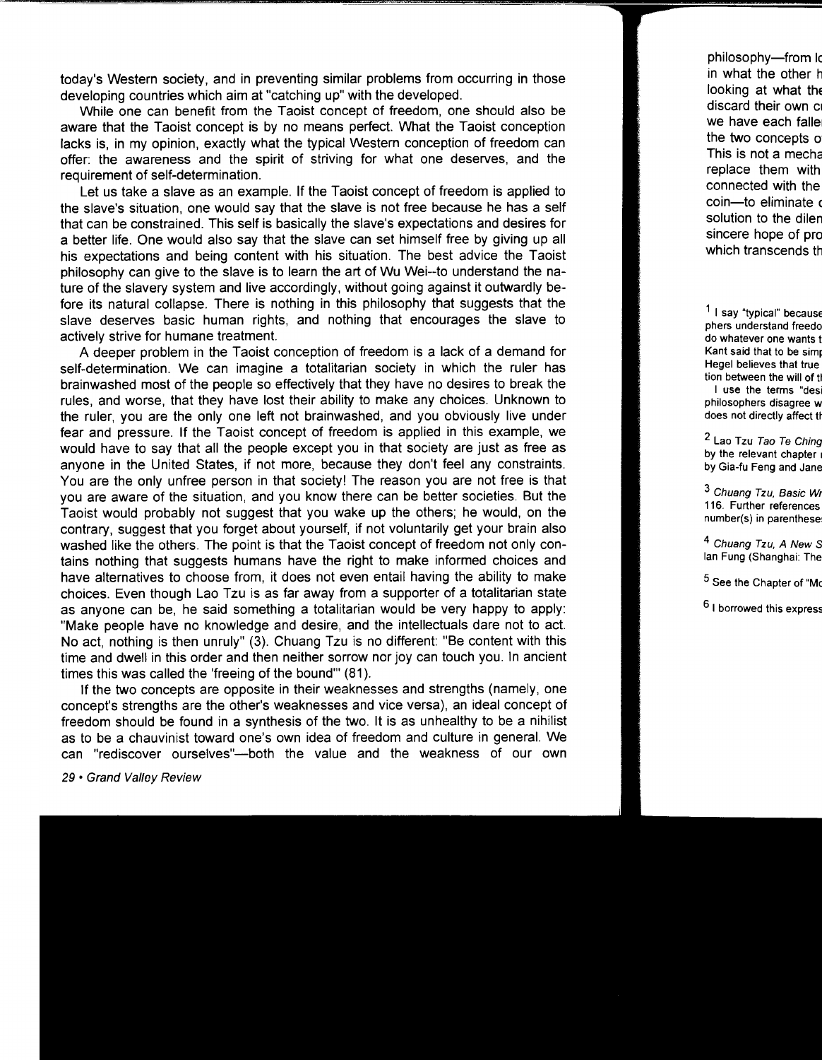today's Western society, and in preventing similar problems from occurring in those developing countries which aim at "catching up" with the developed.

While one can benefit from the Taoist concept of freedom, one should also be aware that the Taoist concept is by no means perfect. What the Taoist conception lacks is, in my opinion, exactly what the typical Western conception of freedom can offer: the awareness and the spirit of striving for what one deserves, and the requirement of self-determination.

Let us take a slave as an example. If the Taoist concept of freedom is applied to the slave's situation, one would say that the slave is not free because he has a self that can be constrained. This self is basically the slave's expectations and desires for a better life. One would also say that the slave can set himself free by giving up all his expectations and being content with his situation. The best advice the Taoist philosophy can give to the slave is to learn the art of Wu Wei--to understand the nature of the slavery system and live accordingly, without going against it outwardly before its natural collapse. There is nothing in this philosophy that suggests that the slave deserves basic human rights, and nothing that encourages the slave to actively strive for humane treatment.

A deeper problem in the Taoist conception of freedom is a lack of a demand for self-determination. We can imagine a totalitarian society in which the ruler has brainwashed most of the people so effectively that they have no desires to break the rules, and worse, that they have lost their ability to make any choices. Unknown to the ruler, you are the only one left not brainwashed, and you obviously live under fear and pressure. If the Taoist concept of freedom is applied in this example, we would have to say that all the people except you in that society are just as free as anyone in the United States, if not more, because they don't feel any constraints. You are the only unfree person in that society! The reason you are not free is that you are aware of the situation, and you know there can be better societies. But the Taoist would probably not suggest that you wake up the others; he would, on the contrary, suggest that you forget about yourself, if not voluntarily get your brain also washed like the others. The point is that the Taoist concept of freedom not only contains nothing that suggests humans have the right to make informed choices and have alternatives to choose from, it does not even entail having the ability to make choices. Even though Lao Tzu is as far away from a supporter of a totalitarian state as anyone can be, he said something a totalitarian would be very happy to apply: "Make people have no knowledge and desire, and the intellectuals dare not to act. No act, nothing is then unruly" (3). Chuang Tzu is no different: "Be content with this time and dwell in this order and then neither sorrow nor joy can touch you. In ancient times this was called the 'freeing of the bound'" (81).

If the two concepts are opposite in their weaknesses and strengths (namely, one concept's strengths are the other's weaknesses and vice versa), an ideal concept of freedom should be found in a synthesis of the two. It is as unhealthy to be a nihilist as to be a chauvinist toward one's own idea of freedom and culture in general. We can "rediscover ourselves"—both the value and the weakness of our own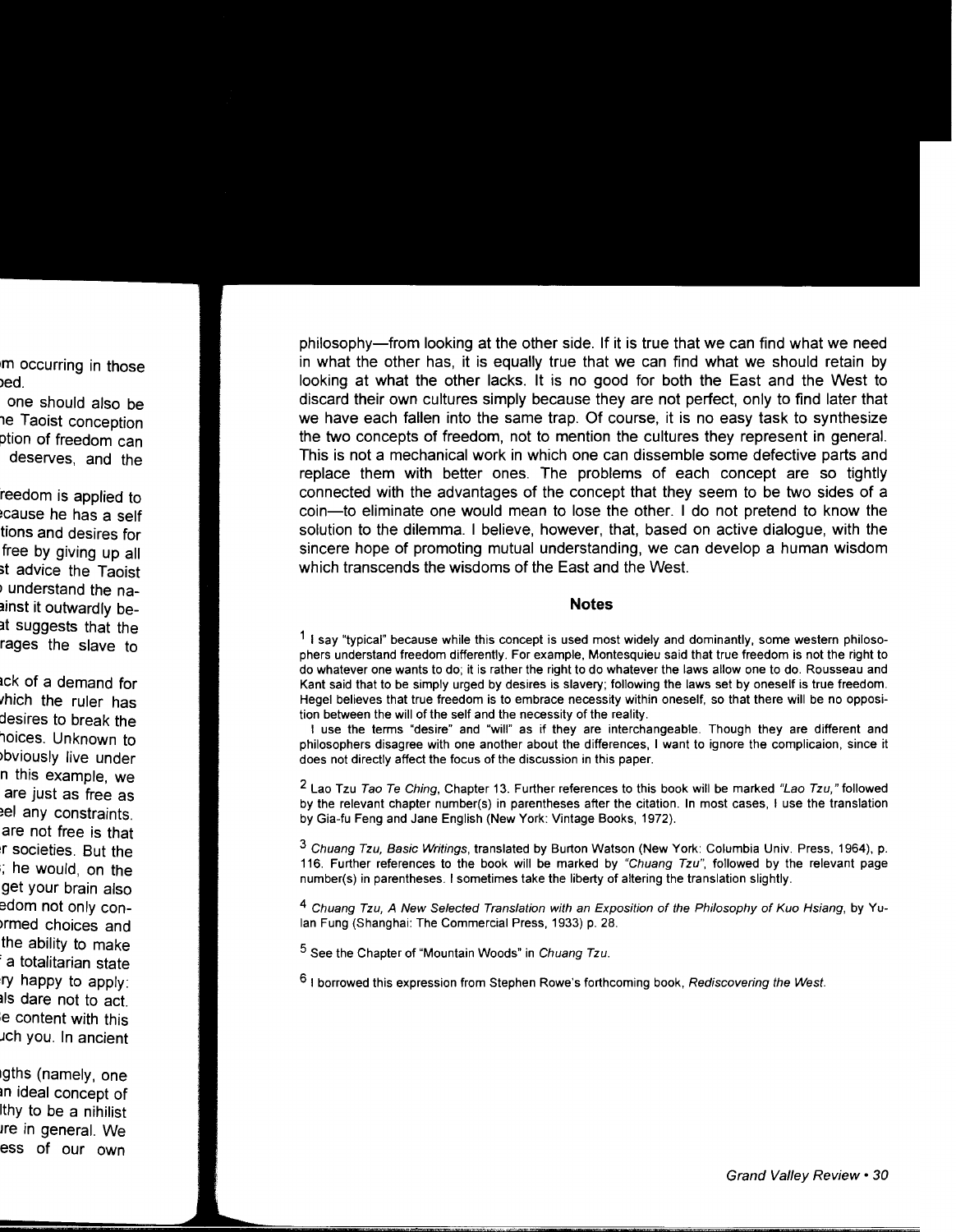philosophy—from looking at the other side. If it is true that we can find what we need in what the other has, it is equally true that we can find what we should retain by looking at what the other lacks. It is no good for both the East and the West to discard their own cultures simply because they are not perfect, only to find later that we have each fallen into the same trap. Of course, it is no easy task to synthesize the two concepts of freedom, not to mention the cultures they represent in general. This is not a mechanical work in which one can dissemble some defective parts and replace them with better ones. The problems of each concept are so tightly connected with the advantages of the concept that they seem to be two sides of a coin—to eliminate one would mean to lose the other. I do not pretend to know the solution to the dilemma. I believe, however, that, based on active dialogue, with the sincere hope of promoting mutual understanding, we can develop a human wisdom which transcends the wisdoms of the East and the West.

## Notes

[1] I say "typical" because while this concept is used most widely and dominantly, some western philosophers understand freedom differently. For example, Montesquieu said that true freedom is not the right to do whatever one wants to do; it is rather the right to do whatever the laws allow one to do. Rousseau and Kant said that to be simply urged by desires is slavery; following the laws set by oneself is true freedom. Hegel believes that true freedom is to embrace necessity within oneself, so that there will be no opposition between the will of the self and the necessity of the reality.

I use the terms "desire" and "will" as if they are interchangeable. Though they are different and philosophers disagree with one another about the differences, I want to ignore the complicaion, since it does not directly affect the focus of the discussion in this paper.

[2] Lao Tzu *Tao Te Ching*, Chapter 13. Further references to this book will be marked *"Lao Tzu,"* followed by the relevant chapter number(s) in parentheses after the citation. In most cases, I use the translation by Gia-fu Feng and Jane English (New York: Vintage Books, 1972).

[3] *Chuang Tzu, Basic Writings*, translated by Burton Watson (New York: Columbia Univ. Press, 1964), p. 116. Further references to the book will be marked by *"Chuang Tzu"*, followed by the relevant page number(s) in parentheses. I sometimes take the liberty of altering the translation slightly.

[4] *Chuang Tzu, A New Selected Translation with an Exposition of the Philosophy of Kuo Hsiang*, by Yu-lan Fung (Shanghai: The Commercial Press, 1933) p. 28.

[5] See the Chapter of "Mountain Woods" in *Chuang Tzu*.

[6] I borrowed this expression from Stephen Rowe's forthcoming book, *Rediscovering the West*.